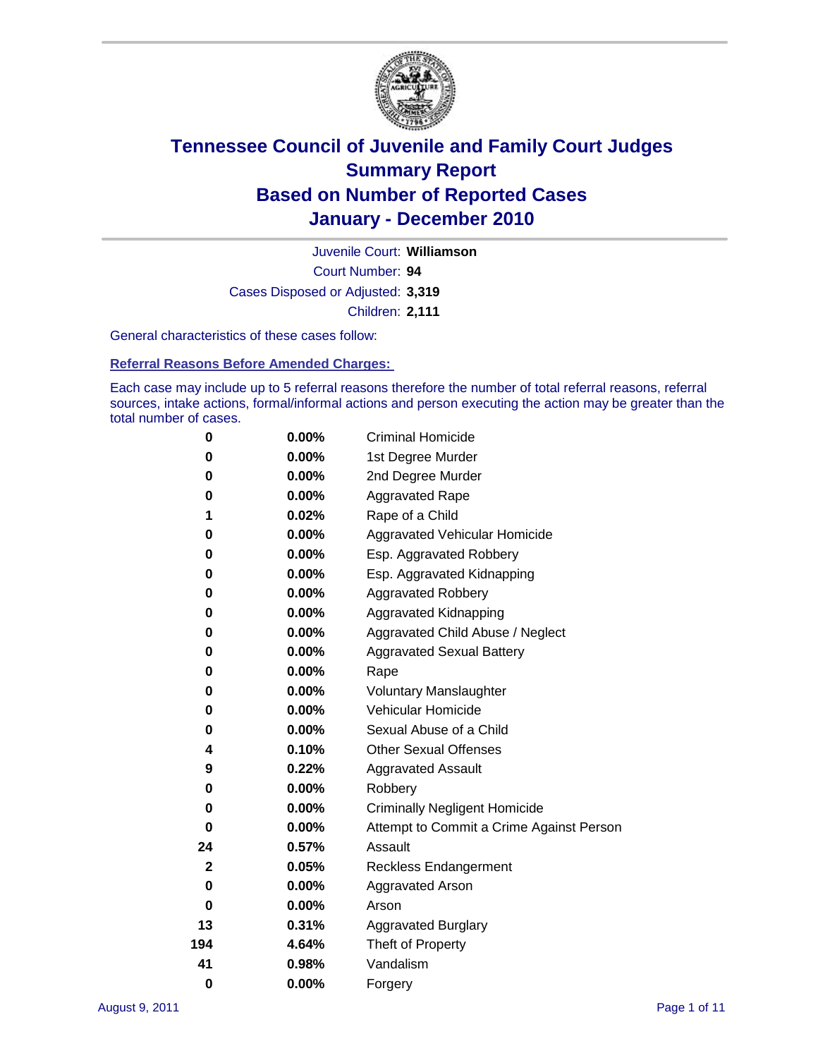# Tennessee Council of Juvenile and Family Court Judges
## Summary Report
## Based on Number of Reported Cases
## January - December 2010

Juvenile Court: **Williamson**

Court Number: **94**

Cases Disposed or Adjusted: **3,319**

Children: **2,111**

General characteristics of these cases follow:

### Referral Reasons Before Amended Charges:

Each case may include up to 5 referral reasons therefore the number of total referral reasons, referral sources, intake actions, formal/informal actions and person executing the action may be greater than the total number of cases.

| Count | Percent | Referral Reason |
|---|---|---|
| 0 | 0.00% | Criminal Homicide |
| 0 | 0.00% | 1st Degree Murder |
| 0 | 0.00% | 2nd Degree Murder |
| 0 | 0.00% | Aggravated Rape |
| 1 | 0.02% | Rape of a Child |
| 0 | 0.00% | Aggravated Vehicular Homicide |
| 0 | 0.00% | Esp. Aggravated Robbery |
| 0 | 0.00% | Esp. Aggravated Kidnapping |
| 0 | 0.00% | Aggravated Robbery |
| 0 | 0.00% | Aggravated Kidnapping |
| 0 | 0.00% | Aggravated Child Abuse / Neglect |
| 0 | 0.00% | Aggravated Sexual Battery |
| 0 | 0.00% | Rape |
| 0 | 0.00% | Voluntary Manslaughter |
| 0 | 0.00% | Vehicular Homicide |
| 0 | 0.00% | Sexual Abuse of a Child |
| 4 | 0.10% | Other Sexual Offenses |
| 9 | 0.22% | Aggravated Assault |
| 0 | 0.00% | Robbery |
| 0 | 0.00% | Criminally Negligent Homicide |
| 0 | 0.00% | Attempt to Commit a Crime Against Person |
| 24 | 0.57% | Assault |
| 2 | 0.05% | Reckless Endangerment |
| 0 | 0.00% | Aggravated Arson |
| 0 | 0.00% | Arson |
| 13 | 0.31% | Aggravated Burglary |
| 194 | 4.64% | Theft of Property |
| 41 | 0.98% | Vandalism |
| 0 | 0.00% | Forgery |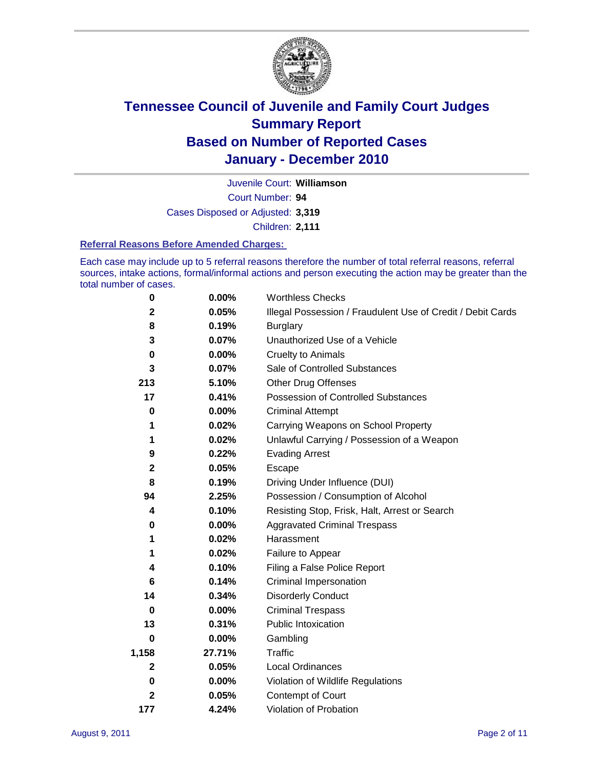# Tennessee Council of Juvenile and Family Court Judges
## Summary Report
## Based on Number of Reported Cases
## January - December 2010

Juvenile Court: **Williamson**

Court Number: **94**

Cases Disposed or Adjusted: **3,319**

Children: **2,111**

### Referral Reasons Before Amended Charges:

Each case may include up to 5 referral reasons therefore the number of total referral reasons, referral sources, intake actions, formal/informal actions and person executing the action may be greater than the total number of cases.

| Count | Percent | Referral Reason |
|---|---|---|
| 0 | 0.00% | Worthless Checks |
| 2 | 0.05% | Illegal Possession / Fraudulent Use of Credit / Debit Cards |
| 8 | 0.19% | Burglary |
| 3 | 0.07% | Unauthorized Use of a Vehicle |
| 0 | 0.00% | Cruelty to Animals |
| 3 | 0.07% | Sale of Controlled Substances |
| 213 | 5.10% | Other Drug Offenses |
| 17 | 0.41% | Possession of Controlled Substances |
| 0 | 0.00% | Criminal Attempt |
| 1 | 0.02% | Carrying Weapons on School Property |
| 1 | 0.02% | Unlawful Carrying / Possession of a Weapon |
| 9 | 0.22% | Evading Arrest |
| 2 | 0.05% | Escape |
| 8 | 0.19% | Driving Under Influence (DUI) |
| 94 | 2.25% | Possession / Consumption of Alcohol |
| 4 | 0.10% | Resisting Stop, Frisk, Halt, Arrest or Search |
| 0 | 0.00% | Aggravated Criminal Trespass |
| 1 | 0.02% | Harassment |
| 1 | 0.02% | Failure to Appear |
| 4 | 0.10% | Filing a False Police Report |
| 6 | 0.14% | Criminal Impersonation |
| 14 | 0.34% | Disorderly Conduct |
| 0 | 0.00% | Criminal Trespass |
| 13 | 0.31% | Public Intoxication |
| 0 | 0.00% | Gambling |
| 1,158 | 27.71% | Traffic |
| 2 | 0.05% | Local Ordinances |
| 0 | 0.00% | Violation of Wildlife Regulations |
| 2 | 0.05% | Contempt of Court |
| 177 | 4.24% | Violation of Probation |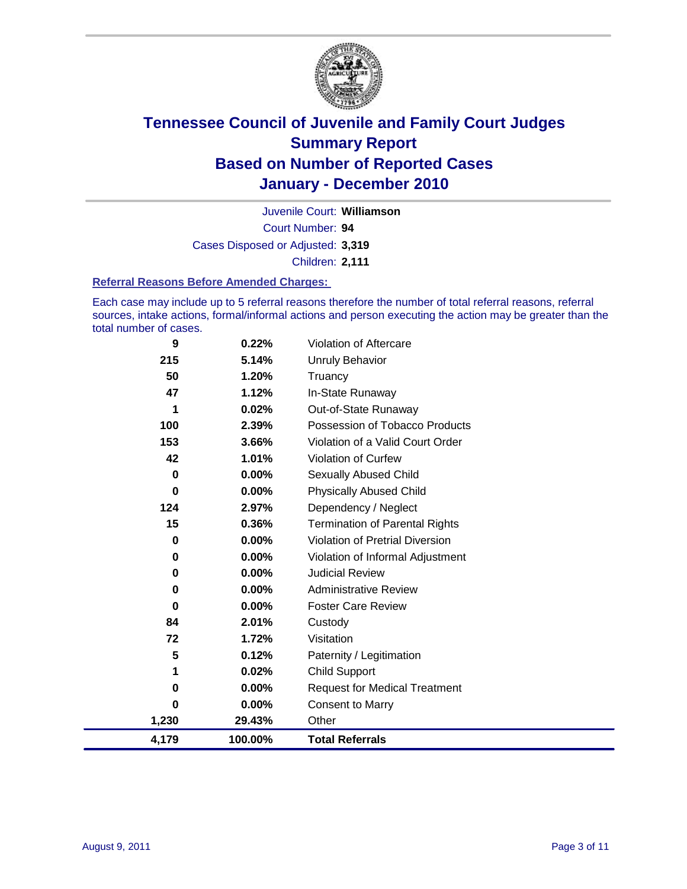# Tennessee Council of Juvenile and Family Court Judges
## Summary Report
## Based on Number of Reported Cases
## January - December 2010

Juvenile Court: **Williamson**

Court Number: **94**

Cases Disposed or Adjusted: **3,319**

Children: **2,111**

### Referral Reasons Before Amended Charges:

Each case may include up to 5 referral reasons therefore the number of total referral reasons, referral sources, intake actions, formal/informal actions and person executing the action may be greater than the total number of cases.

| Count | Percent | Referral Reason |
|---|---|---|
| 9 | 0.22% | Violation of Aftercare |
| 215 | 5.14% | Unruly Behavior |
| 50 | 1.20% | Truancy |
| 47 | 1.12% | In-State Runaway |
| 1 | 0.02% | Out-of-State Runaway |
| 100 | 2.39% | Possession of Tobacco Products |
| 153 | 3.66% | Violation of a Valid Court Order |
| 42 | 1.01% | Violation of Curfew |
| 0 | 0.00% | Sexually Abused Child |
| 0 | 0.00% | Physically Abused Child |
| 124 | 2.97% | Dependency / Neglect |
| 15 | 0.36% | Termination of Parental Rights |
| 0 | 0.00% | Violation of Pretrial Diversion |
| 0 | 0.00% | Violation of Informal Adjustment |
| 0 | 0.00% | Judicial Review |
| 0 | 0.00% | Administrative Review |
| 0 | 0.00% | Foster Care Review |
| 84 | 2.01% | Custody |
| 72 | 1.72% | Visitation |
| 5 | 0.12% | Paternity / Legitimation |
| 1 | 0.02% | Child Support |
| 0 | 0.00% | Request for Medical Treatment |
| 0 | 0.00% | Consent to Marry |
| 1,230 | 29.43% | Other |
| **4,179** | **100.00%** | **Total Referrals** |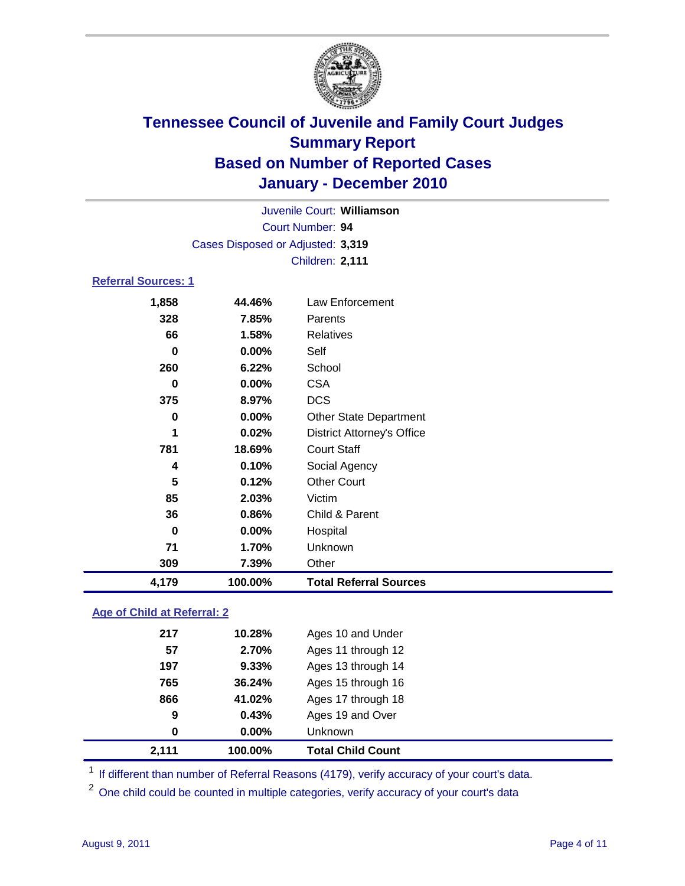# Tennessee Council of Juvenile and Family Court Judges
## Summary Report
## Based on Number of Reported Cases
## January - December 2010

Juvenile Court: **Williamson**
Court Number: **94**
Cases Disposed or Adjusted: **3,319**
Children: **2,111**

### Referral Sources: 1

| | | |
|---|---|---|
| 1,858 | 44.46% | Law Enforcement |
| 328 | 7.85% | Parents |
| 66 | 1.58% | Relatives |
| 0 | 0.00% | Self |
| 260 | 6.22% | School |
| 0 | 0.00% | CSA |
| 375 | 8.97% | DCS |
| 0 | 0.00% | Other State Department |
| 1 | 0.02% | District Attorney's Office |
| 781 | 18.69% | Court Staff |
| 4 | 0.10% | Social Agency |
| 5 | 0.12% | Other Court |
| 85 | 2.03% | Victim |
| 36 | 0.86% | Child & Parent |
| 0 | 0.00% | Hospital |
| 71 | 1.70% | Unknown |
| 309 | 7.39% | Other |
| **4,179** | **100.00%** | **Total Referral Sources** |

### Age of Child at Referral: 2

| | | |
|---|---|---|
| 217 | 10.28% | Ages 10 and Under |
| 57 | 2.70% | Ages 11 through 12 |
| 197 | 9.33% | Ages 13 through 14 |
| 765 | 36.24% | Ages 15 through 16 |
| 866 | 41.02% | Ages 17 through 18 |
| 9 | 0.43% | Ages 19 and Over |
| 0 | 0.00% | Unknown |
| **2,111** | **100.00%** | **Total Child Count** |

[1] If different than number of Referral Reasons (4179), verify accuracy of your court's data.

[2] One child could be counted in multiple categories, verify accuracy of your court's data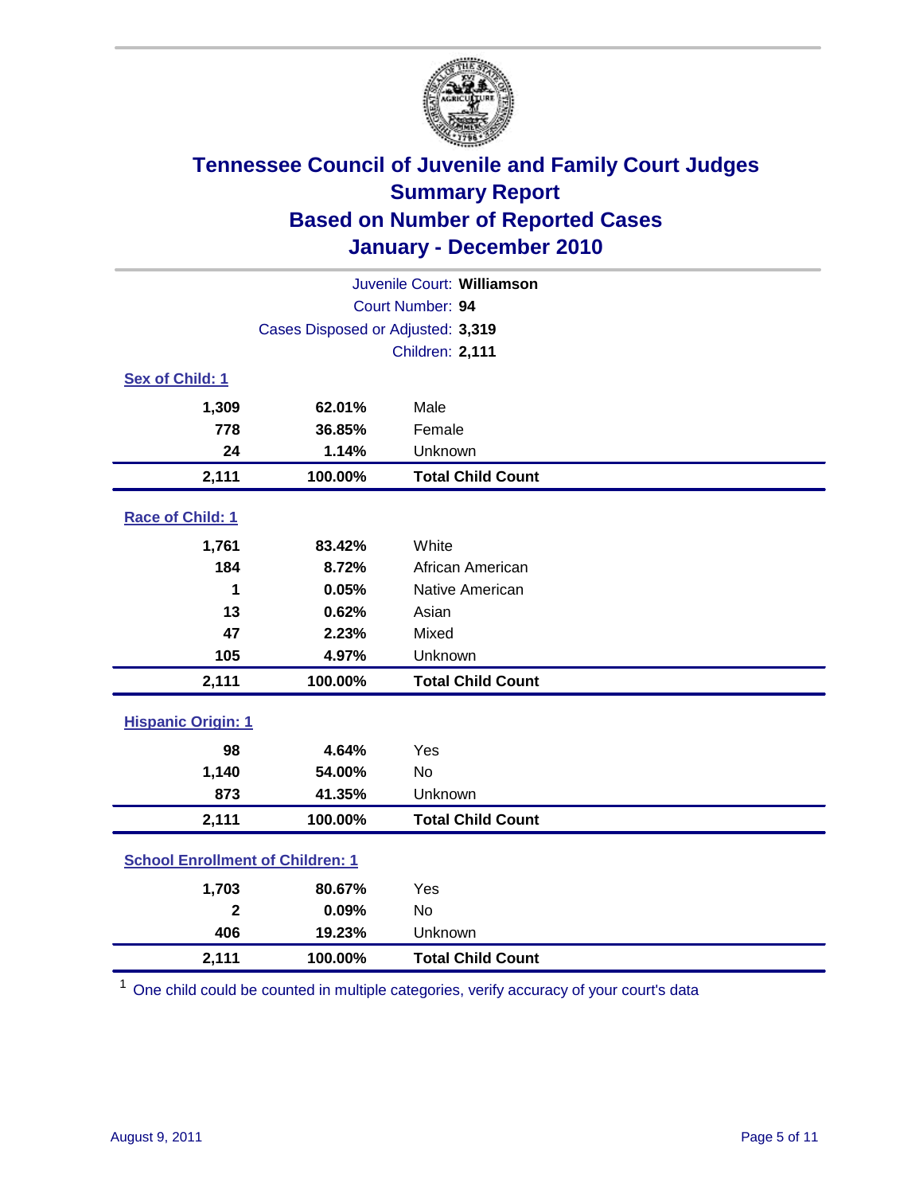# Tennessee Council of Juvenile and Family Court Judges
## Summary Report
## Based on Number of Reported Cases
## January - December 2010

Juvenile Court: **Williamson**
Court Number: **94**
Cases Disposed or Adjusted: **3,319**
Children: **2,111**

### Sex of Child: 1

| Count | Percent | Category |
|---|---|---|
| 1,309 | 62.01% | Male |
| 778 | 36.85% | Female |
| 24 | 1.14% | Unknown |
| **2,111** | **100.00%** | **Total Child Count** |

### Race of Child: 1

| Count | Percent | Category |
|---|---|---|
| 1,761 | 83.42% | White |
| 184 | 8.72% | African American |
| 1 | 0.05% | Native American |
| 13 | 0.62% | Asian |
| 47 | 2.23% | Mixed |
| 105 | 4.97% | Unknown |
| **2,111** | **100.00%** | **Total Child Count** |

### Hispanic Origin: 1

| Count | Percent | Category |
|---|---|---|
| 98 | 4.64% | Yes |
| 1,140 | 54.00% | No |
| 873 | 41.35% | Unknown |
| **2,111** | **100.00%** | **Total Child Count** |

### School Enrollment of Children: 1

| Count | Percent | Category |
|---|---|---|
| 1,703 | 80.67% | Yes |
| 2 | 0.09% | No |
| 406 | 19.23% | Unknown |
| **2,111** | **100.00%** | **Total Child Count** |

[1] One child could be counted in multiple categories, verify accuracy of your court's data

August 9, 2011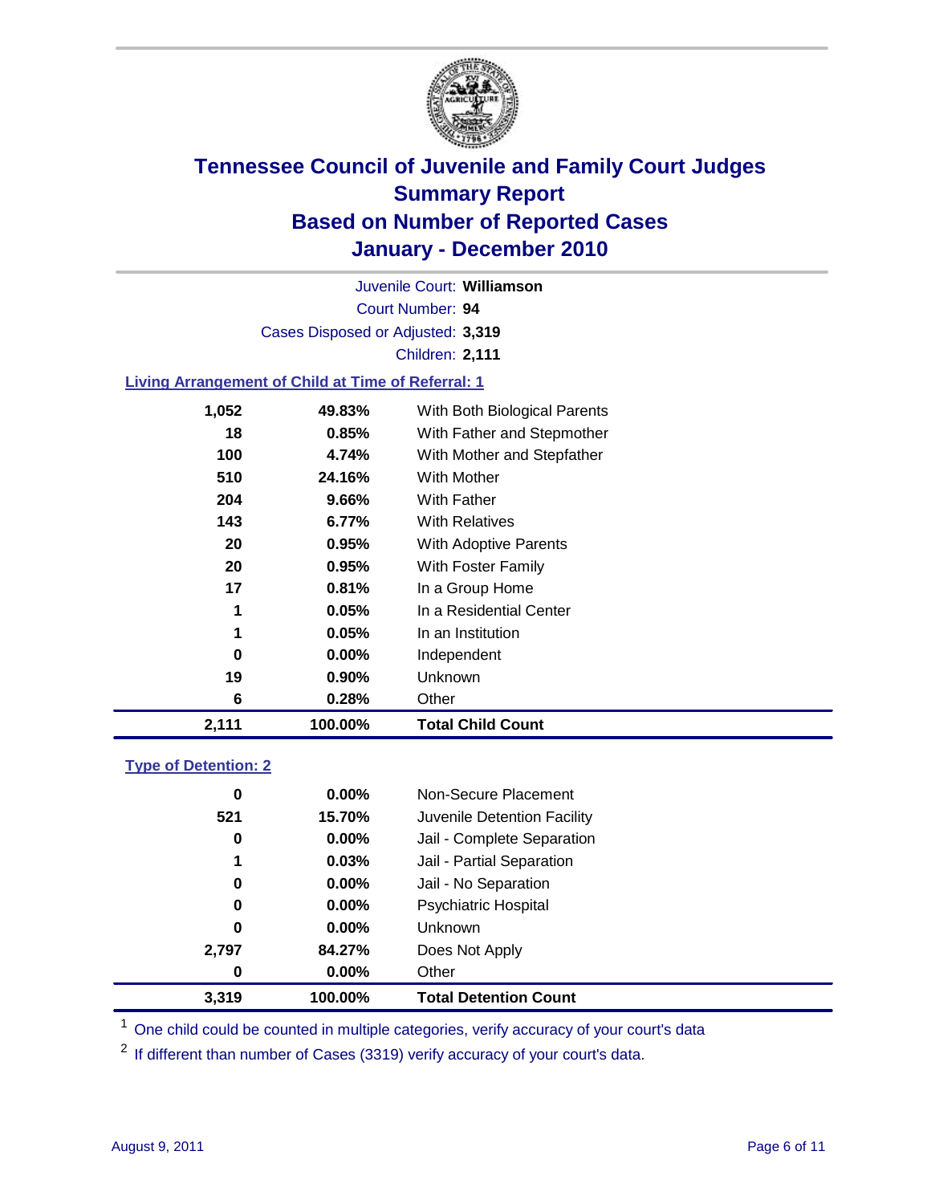# Tennessee Council of Juvenile and Family Court Judges
## Summary Report
## Based on Number of Reported Cases
## January - December 2010

Juvenile Court: **Williamson**
Court Number: **94**
Cases Disposed or Adjusted: **3,319**
Children: **2,111**

### Living Arrangement of Child at Time of Referral: 1

| Count | Percent | Category |
|---|---|---|
| 1,052 | 49.83% | With Both Biological Parents |
| 18 | 0.85% | With Father and Stepmother |
| 100 | 4.74% | With Mother and Stepfather |
| 510 | 24.16% | With Mother |
| 204 | 9.66% | With Father |
| 143 | 6.77% | With Relatives |
| 20 | 0.95% | With Adoptive Parents |
| 20 | 0.95% | With Foster Family |
| 17 | 0.81% | In a Group Home |
| 1 | 0.05% | In a Residential Center |
| 1 | 0.05% | In an Institution |
| 0 | 0.00% | Independent |
| 19 | 0.90% | Unknown |
| 6 | 0.28% | Other |
| **2,111** | **100.00%** | **Total Child Count** |

### Type of Detention: 2

| Count | Percent | Category |
|---|---|---|
| 0 | 0.00% | Non-Secure Placement |
| 521 | 15.70% | Juvenile Detention Facility |
| 0 | 0.00% | Jail - Complete Separation |
| 1 | 0.03% | Jail - Partial Separation |
| 0 | 0.00% | Jail - No Separation |
| 0 | 0.00% | Psychiatric Hospital |
| 0 | 0.00% | Unknown |
| 2,797 | 84.27% | Does Not Apply |
| 0 | 0.00% | Other |
| **3,319** | **100.00%** | **Total Detention Count** |

[1] One child could be counted in multiple categories, verify accuracy of your court's data

[2] If different than number of Cases (3319) verify accuracy of your court's data.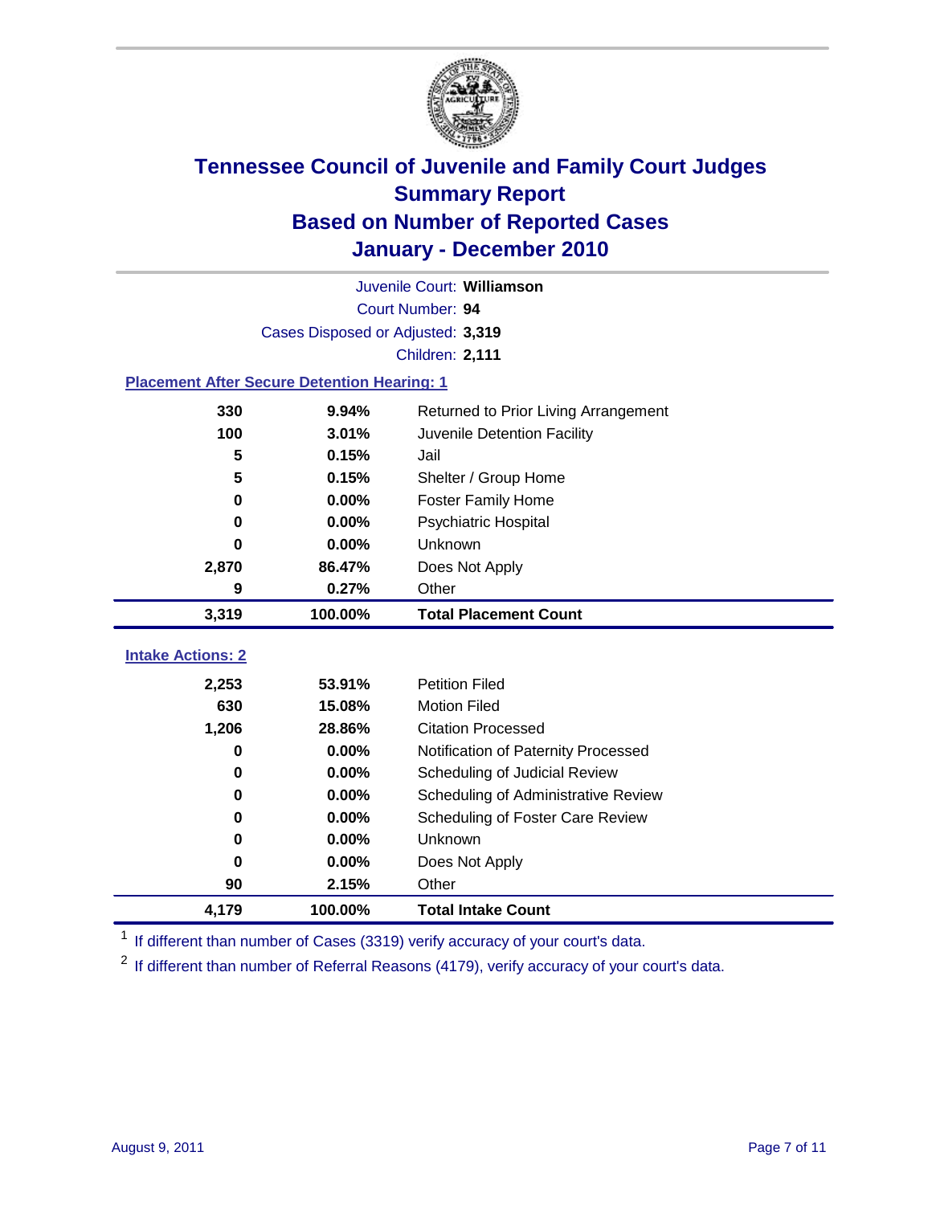# Tennessee Council of Juvenile and Family Court Judges
## Summary Report
## Based on Number of Reported Cases
## January - December 2010

Juvenile Court: **Williamson**

Court Number: **94**

Cases Disposed or Adjusted: **3,319**

Children: **2,111**

### Placement After Secure Detention Hearing: 1

| | | |
|---|---|---|
| 330 | 9.94% | Returned to Prior Living Arrangement |
| 100 | 3.01% | Juvenile Detention Facility |
| 5 | 0.15% | Jail |
| 5 | 0.15% | Shelter / Group Home |
| 0 | 0.00% | Foster Family Home |
| 0 | 0.00% | Psychiatric Hospital |
| 0 | 0.00% | Unknown |
| 2,870 | 86.47% | Does Not Apply |
| 9 | 0.27% | Other |
| **3,319** | **100.00%** | **Total Placement Count** |

### Intake Actions: 2

| | | |
|---|---|---|
| 2,253 | 53.91% | Petition Filed |
| 630 | 15.08% | Motion Filed |
| 1,206 | 28.86% | Citation Processed |
| 0 | 0.00% | Notification of Paternity Processed |
| 0 | 0.00% | Scheduling of Judicial Review |
| 0 | 0.00% | Scheduling of Administrative Review |
| 0 | 0.00% | Scheduling of Foster Care Review |
| 0 | 0.00% | Unknown |
| 0 | 0.00% | Does Not Apply |
| 90 | 2.15% | Other |
| **4,179** | **100.00%** | **Total Intake Count** |

[1] If different than number of Cases (3319) verify accuracy of your court's data.

[2] If different than number of Referral Reasons (4179), verify accuracy of your court's data.

August 9, 2011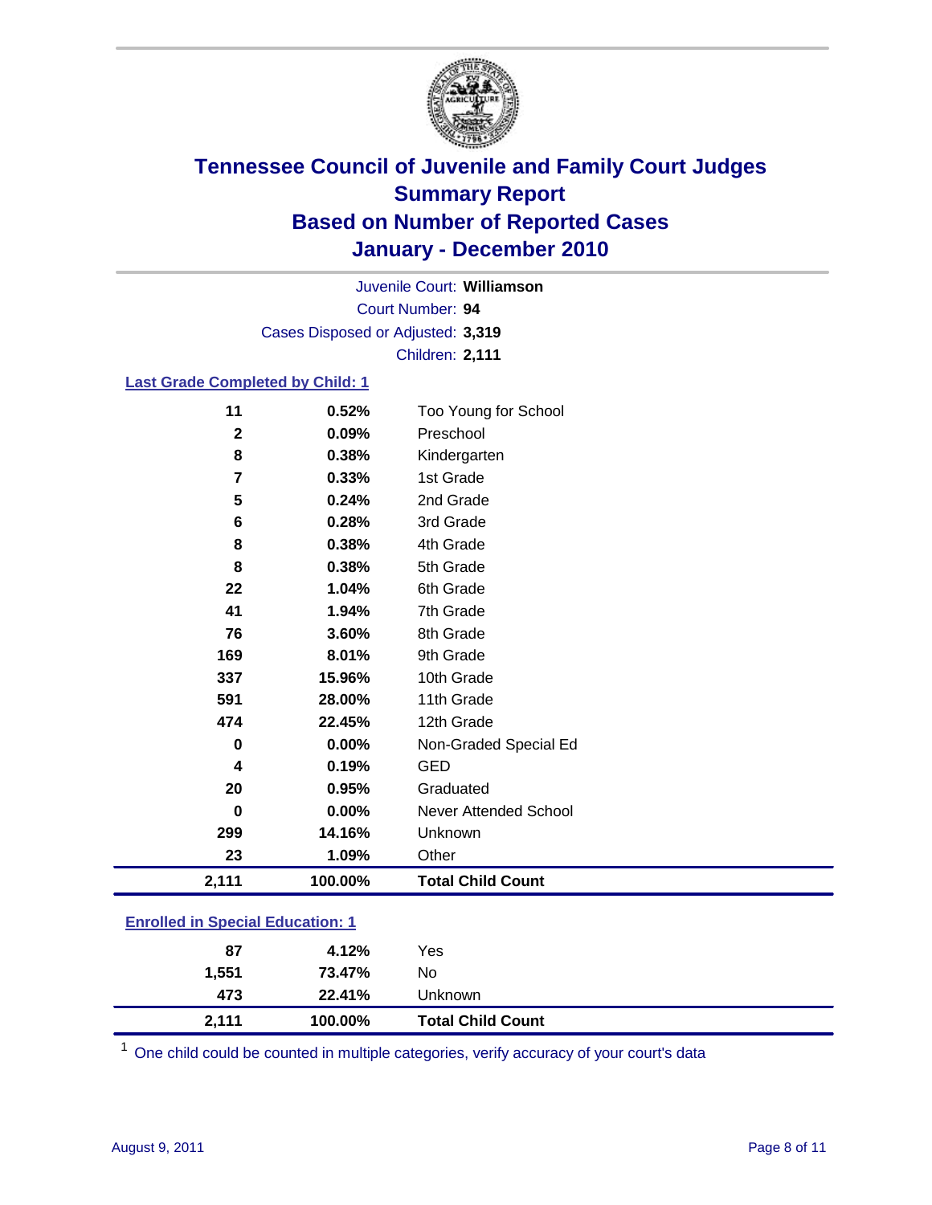# Tennessee Council of Juvenile and Family Court Judges
## Summary Report
## Based on Number of Reported Cases
## January - December 2010

Juvenile Court: **Williamson**

Court Number: **94**

Cases Disposed or Adjusted: **3,319**

Children: **2,111**

### Last Grade Completed by Child: 1

| Count | Percent | Category |
|---|---|---|
| 11 | 0.52% | Too Young for School |
| 2 | 0.09% | Preschool |
| 8 | 0.38% | Kindergarten |
| 7 | 0.33% | 1st Grade |
| 5 | 0.24% | 2nd Grade |
| 6 | 0.28% | 3rd Grade |
| 8 | 0.38% | 4th Grade |
| 8 | 0.38% | 5th Grade |
| 22 | 1.04% | 6th Grade |
| 41 | 1.94% | 7th Grade |
| 76 | 3.60% | 8th Grade |
| 169 | 8.01% | 9th Grade |
| 337 | 15.96% | 10th Grade |
| 591 | 28.00% | 11th Grade |
| 474 | 22.45% | 12th Grade |
| 0 | 0.00% | Non-Graded Special Ed |
| 4 | 0.19% | GED |
| 20 | 0.95% | Graduated |
| 0 | 0.00% | Never Attended School |
| 299 | 14.16% | Unknown |
| 23 | 1.09% | Other |
| **2,111** | **100.00%** | **Total Child Count** |

### Enrolled in Special Education: 1

| Count | Percent | Category |
|---|---|---|
| 87 | 4.12% | Yes |
| 1,551 | 73.47% | No |
| 473 | 22.41% | Unknown |
| **2,111** | **100.00%** | **Total Child Count** |

[1] One child could be counted in multiple categories, verify accuracy of your court's data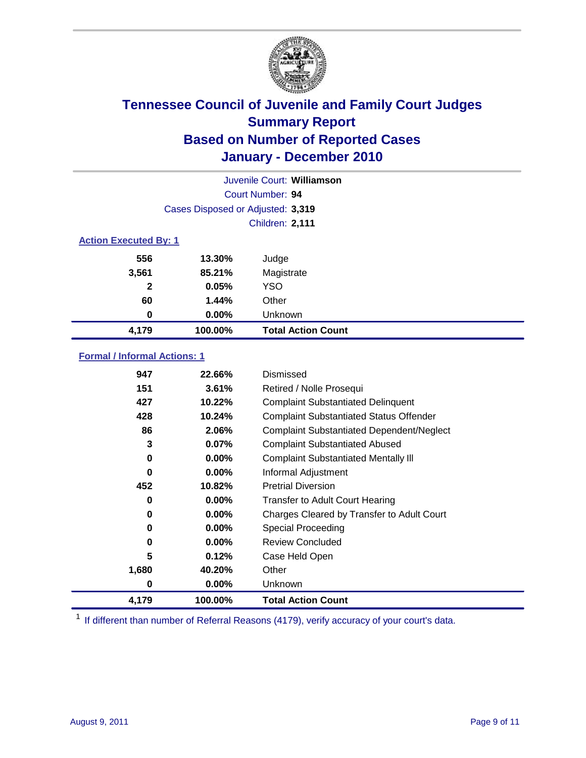# Tennessee Council of Juvenile and Family Court Judges
## Summary Report
## Based on Number of Reported Cases
## January - December 2010

Juvenile Court: **Williamson**

Court Number: **94**

Cases Disposed or Adjusted: **3,319**

Children: **2,111**

### Action Executed By: 1

| | | |
|---|---|---|
| 556 | 13.30% | Judge |
| 3,561 | 85.21% | Magistrate |
| 2 | 0.05% | YSO |
| 60 | 1.44% | Other |
| 0 | 0.00% | Unknown |
| **4,179** | **100.00%** | **Total Action Count** |

### Formal / Informal Actions: 1

| | | |
|---|---|---|
| 947 | 22.66% | Dismissed |
| 151 | 3.61% | Retired / Nolle Prosequi |
| 427 | 10.22% | Complaint Substantiated Delinquent |
| 428 | 10.24% | Complaint Substantiated Status Offender |
| 86 | 2.06% | Complaint Substantiated Dependent/Neglect |
| 3 | 0.07% | Complaint Substantiated Abused |
| 0 | 0.00% | Complaint Substantiated Mentally Ill |
| 0 | 0.00% | Informal Adjustment |
| 452 | 10.82% | Pretrial Diversion |
| 0 | 0.00% | Transfer to Adult Court Hearing |
| 0 | 0.00% | Charges Cleared by Transfer to Adult Court |
| 0 | 0.00% | Special Proceeding |
| 0 | 0.00% | Review Concluded |
| 5 | 0.12% | Case Held Open |
| 1,680 | 40.20% | Other |
| 0 | 0.00% | Unknown |
| **4,179** | **100.00%** | **Total Action Count** |

[1] If different than number of Referral Reasons (4179), verify accuracy of your court's data.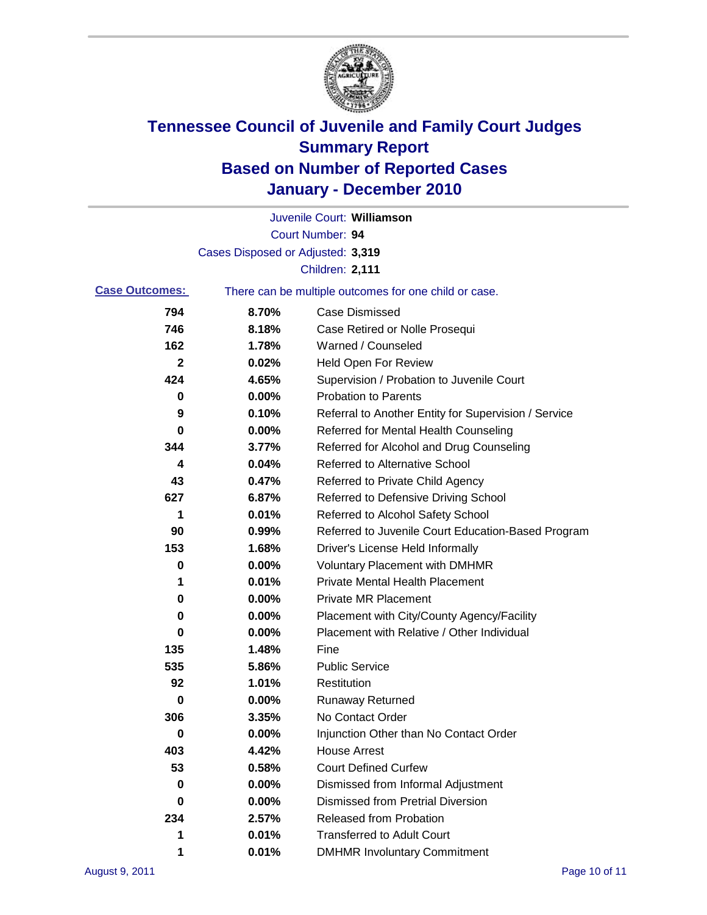# Tennessee Council of Juvenile and Family Court Judges
## Summary Report
## Based on Number of Reported Cases
## January - December 2010

Juvenile Court: **Williamson**

Court Number: **94**

Cases Disposed or Adjusted: **3,319**

Children: **2,111**

**Case Outcomes:** There can be multiple outcomes for one child or case.

| Count | Percent | Outcome |
|---|---|---|
| 794 | 8.70% | Case Dismissed |
| 746 | 8.18% | Case Retired or Nolle Prosequi |
| 162 | 1.78% | Warned / Counseled |
| 2 | 0.02% | Held Open For Review |
| 424 | 4.65% | Supervision / Probation to Juvenile Court |
| 0 | 0.00% | Probation to Parents |
| 9 | 0.10% | Referral to Another Entity for Supervision / Service |
| 0 | 0.00% | Referred for Mental Health Counseling |
| 344 | 3.77% | Referred for Alcohol and Drug Counseling |
| 4 | 0.04% | Referred to Alternative School |
| 43 | 0.47% | Referred to Private Child Agency |
| 627 | 6.87% | Referred to Defensive Driving School |
| 1 | 0.01% | Referred to Alcohol Safety School |
| 90 | 0.99% | Referred to Juvenile Court Education-Based Program |
| 153 | 1.68% | Driver's License Held Informally |
| 0 | 0.00% | Voluntary Placement with DMHMR |
| 1 | 0.01% | Private Mental Health Placement |
| 0 | 0.00% | Private MR Placement |
| 0 | 0.00% | Placement with City/County Agency/Facility |
| 0 | 0.00% | Placement with Relative / Other Individual |
| 135 | 1.48% | Fine |
| 535 | 5.86% | Public Service |
| 92 | 1.01% | Restitution |
| 0 | 0.00% | Runaway Returned |
| 306 | 3.35% | No Contact Order |
| 0 | 0.00% | Injunction Other than No Contact Order |
| 403 | 4.42% | House Arrest |
| 53 | 0.58% | Court Defined Curfew |
| 0 | 0.00% | Dismissed from Informal Adjustment |
| 0 | 0.00% | Dismissed from Pretrial Diversion |
| 234 | 2.57% | Released from Probation |
| 1 | 0.01% | Transferred to Adult Court |
| 1 | 0.01% | DMHMR Involuntary Commitment |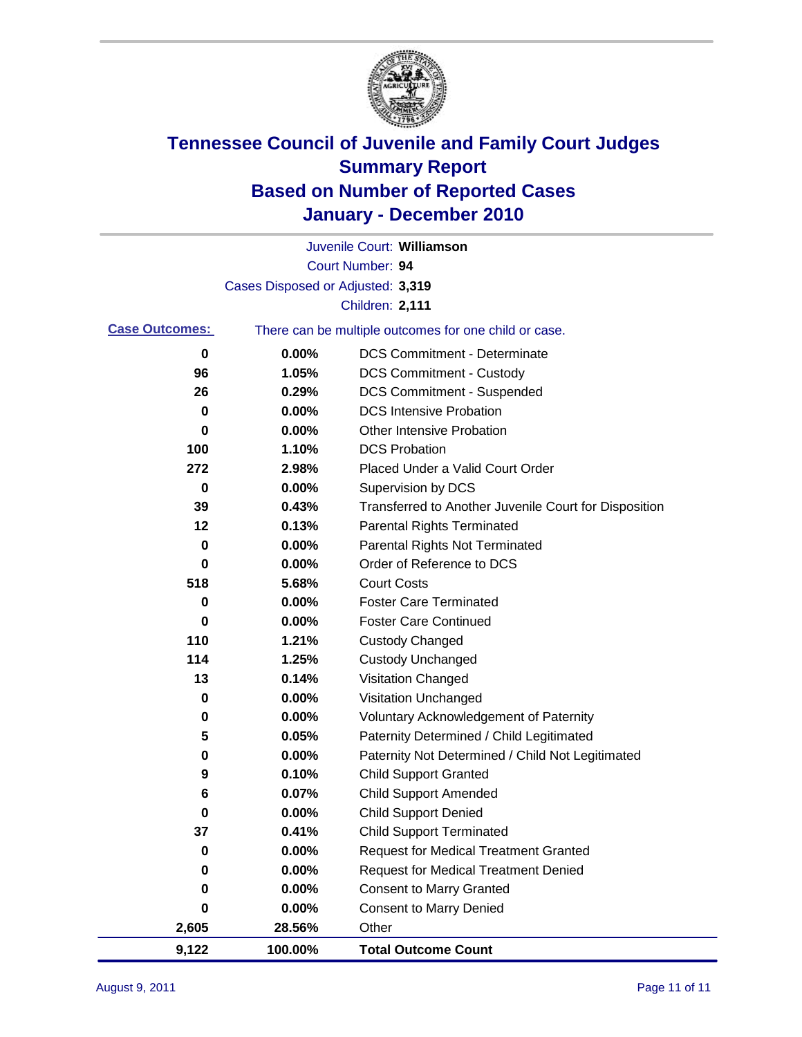# Tennessee Council of Juvenile and Family Court Judges
# Summary Report
# Based on Number of Reported Cases
# January - December 2010

Juvenile Court: **Williamson**

Court Number: **94**

Cases Disposed or Adjusted: **3,319**

Children: **2,111**

**Case Outcomes:** There can be multiple outcomes for one child or case.

| | | |
|---|---|---|
| **0** | **0.00%** | DCS Commitment - Determinate |
| **96** | **1.05%** | DCS Commitment - Custody |
| **26** | **0.29%** | DCS Commitment - Suspended |
| **0** | **0.00%** | DCS Intensive Probation |
| **0** | **0.00%** | Other Intensive Probation |
| **100** | **1.10%** | DCS Probation |
| **272** | **2.98%** | Placed Under a Valid Court Order |
| **0** | **0.00%** | Supervision by DCS |
| **39** | **0.43%** | Transferred to Another Juvenile Court for Disposition |
| **12** | **0.13%** | Parental Rights Terminated |
| **0** | **0.00%** | Parental Rights Not Terminated |
| **0** | **0.00%** | Order of Reference to DCS |
| **518** | **5.68%** | Court Costs |
| **0** | **0.00%** | Foster Care Terminated |
| **0** | **0.00%** | Foster Care Continued |
| **110** | **1.21%** | Custody Changed |
| **114** | **1.25%** | Custody Unchanged |
| **13** | **0.14%** | Visitation Changed |
| **0** | **0.00%** | Visitation Unchanged |
| **0** | **0.00%** | Voluntary Acknowledgement of Paternity |
| **5** | **0.05%** | Paternity Determined / Child Legitimated |
| **0** | **0.00%** | Paternity Not Determined / Child Not Legitimated |
| **9** | **0.10%** | Child Support Granted |
| **6** | **0.07%** | Child Support Amended |
| **0** | **0.00%** | Child Support Denied |
| **37** | **0.41%** | Child Support Terminated |
| **0** | **0.00%** | Request for Medical Treatment Granted |
| **0** | **0.00%** | Request for Medical Treatment Denied |
| **0** | **0.00%** | Consent to Marry Granted |
| **0** | **0.00%** | Consent to Marry Denied |
| **2,605** | **28.56%** | Other |
| **9,122** | **100.00%** | **Total Outcome Count** |

August 9, 2011